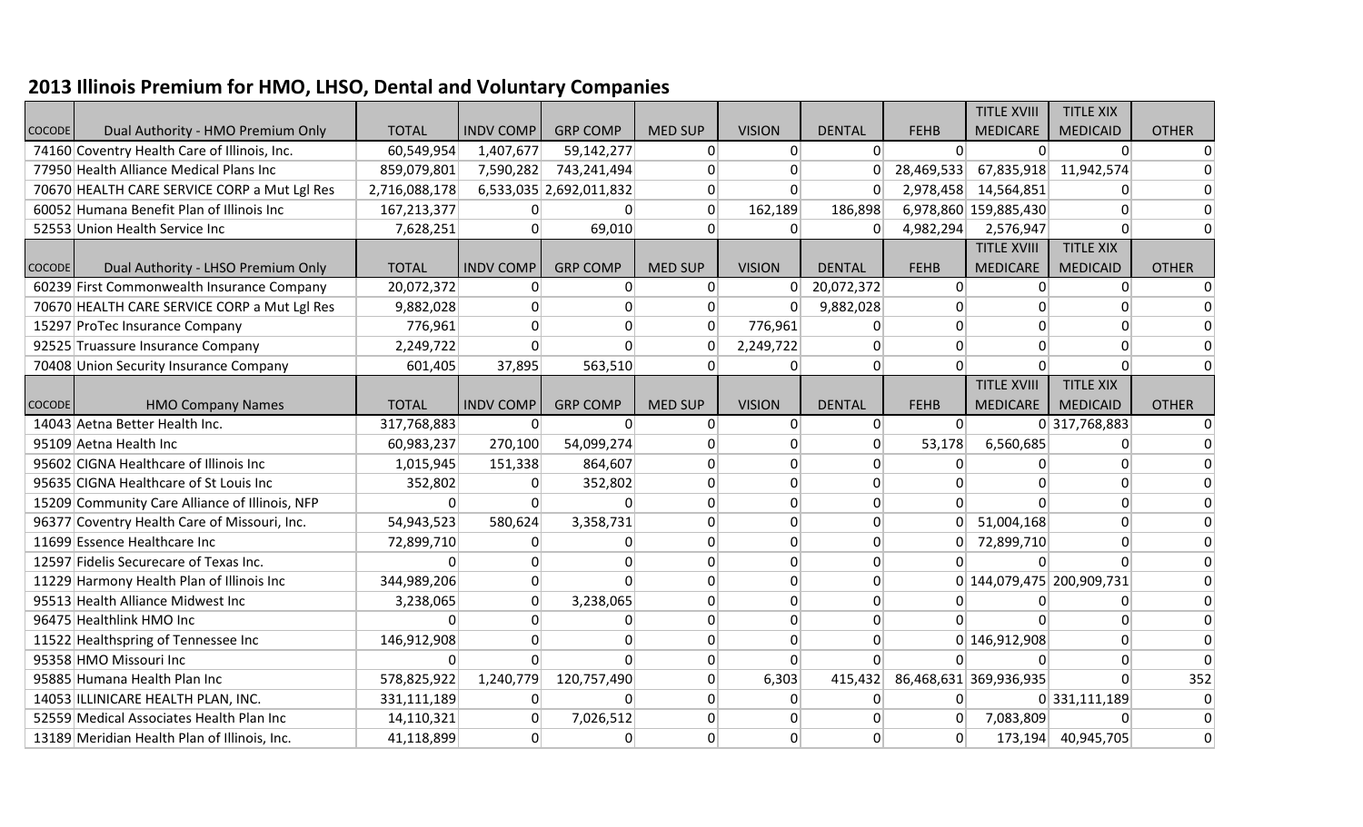## 2013 Illinois Premium for HMO, LHSO, Dental and Voluntary Companies

| COCODE | Dual Authority - HMO Premium Only | TOTAL | INDV COMP | GRP COMP | MED SUP | VISION | DENTAL | FEHB | TITLE XVIII MEDICARE | TITLE XIX MEDICAID | OTHER |
|---|---|---|---|---|---|---|---|---|---|---|---|
| 74160 | Coventry Health Care of Illinois, Inc. | 60,549,954 | 1,407,677 | 59,142,277 | 0 | 0 | 0 | 0 | 0 | 0 | 0 |
| 77950 | Health Alliance Medical Plans Inc | 859,079,801 | 7,590,282 | 743,241,494 | 0 | 0 | 0 | 28,469,533 | 67,835,918 | 11,942,574 | 0 |
| 70670 | HEALTH CARE SERVICE CORP a Mut Lgl Res | 2,716,088,178 | 6,533,035 | 2,692,011,832 | 0 | 0 | 0 | 2,978,458 | 14,564,851 | 0 | 0 |
| 60052 | Humana Benefit Plan of Illinois Inc | 167,213,377 | 0 | 0 | 0 | 162,189 | 186,898 | 6,978,860 | 159,885,430 | 0 | 0 |
| 52553 | Union Health Service Inc | 7,628,251 | 0 | 69,010 | 0 | 0 | 0 | 4,982,294 | 2,576,947 | 0 | 0 |
| COCODE | Dual Authority - LHSO Premium Only | TOTAL | INDV COMP | GRP COMP | MED SUP | VISION | DENTAL | FEHB | TITLE XVIII MEDICARE | TITLE XIX MEDICAID | OTHER |
| 60239 | First Commonwealth Insurance Company | 20,072,372 | 0 | 0 | 0 | 0 | 20,072,372 | 0 | 0 | 0 | 0 |
| 70670 | HEALTH CARE SERVICE CORP a Mut Lgl Res | 9,882,028 | 0 | 0 | 0 | 0 | 9,882,028 | 0 | 0 | 0 | 0 |
| 15297 | ProTec Insurance Company | 776,961 | 0 | 0 | 0 | 776,961 | 0 | 0 | 0 | 0 | 0 |
| 92525 | Truassure Insurance Company | 2,249,722 | 0 | 0 | 0 | 2,249,722 | 0 | 0 | 0 | 0 | 0 |
| 70408 | Union Security Insurance Company | 601,405 | 37,895 | 563,510 | 0 | 0 | 0 | 0 | 0 | 0 | 0 |
| COCODE | HMO Company Names | TOTAL | INDV COMP | GRP COMP | MED SUP | VISION | DENTAL | FEHB | TITLE XVIII MEDICARE | TITLE XIX MEDICAID | OTHER |
| 14043 | Aetna Better Health Inc. | 317,768,883 | 0 | 0 | 0 | 0 | 0 | 0 | 0 | 317,768,883 | 0 |
| 95109 | Aetna Health Inc | 60,983,237 | 270,100 | 54,099,274 | 0 | 0 | 0 | 53,178 | 6,560,685 | 0 | 0 |
| 95602 | CIGNA Healthcare of Illinois Inc | 1,015,945 | 151,338 | 864,607 | 0 | 0 | 0 | 0 | 0 | 0 | 0 |
| 95635 | CIGNA Healthcare of St Louis Inc | 352,802 | 0 | 352,802 | 0 | 0 | 0 | 0 | 0 | 0 | 0 |
| 15209 | Community Care Alliance of Illinois, NFP | 0 | 0 | 0 | 0 | 0 | 0 | 0 | 0 | 0 | 0 |
| 96377 | Coventry Health Care of Missouri, Inc. | 54,943,523 | 580,624 | 3,358,731 | 0 | 0 | 0 | 0 | 51,004,168 | 0 | 0 |
| 11699 | Essence Healthcare Inc | 72,899,710 | 0 | 0 | 0 | 0 | 0 | 0 | 72,899,710 | 0 | 0 |
| 12597 | Fidelis Securecare of Texas Inc. | 0 | 0 | 0 | 0 | 0 | 0 | 0 | 0 | 0 | 0 |
| 11229 | Harmony Health Plan of Illinois Inc | 344,989,206 | 0 | 0 | 0 | 0 | 0 | 0 | 144,079,475 | 200,909,731 | 0 |
| 95513 | Health Alliance Midwest Inc | 3,238,065 | 0 | 3,238,065 | 0 | 0 | 0 | 0 | 0 | 0 | 0 |
| 96475 | Healthlink HMO Inc | 0 | 0 | 0 | 0 | 0 | 0 | 0 | 0 | 0 | 0 |
| 11522 | Healthspring of Tennessee Inc | 146,912,908 | 0 | 0 | 0 | 0 | 0 | 0 | 146,912,908 | 0 | 0 |
| 95358 | HMO Missouri Inc | 0 | 0 | 0 | 0 | 0 | 0 | 0 | 0 | 0 | 0 |
| 95885 | Humana Health Plan Inc | 578,825,922 | 1,240,779 | 120,757,490 | 0 | 6,303 | 415,432 | 86,468,631 | 369,936,935 | 0 | 352 |
| 14053 | ILLINICARE HEALTH PLAN, INC. | 331,111,189 | 0 | 0 | 0 | 0 | 0 | 0 | 0 | 331,111,189 | 0 |
| 52559 | Medical Associates Health Plan Inc | 14,110,321 | 0 | 7,026,512 | 0 | 0 | 0 | 0 | 7,083,809 | 0 | 0 |
| 13189 | Meridian Health Plan of Illinois, Inc. | 41,118,899 | 0 | 0 | 0 | 0 | 0 | 0 | 173,194 | 40,945,705 | 0 |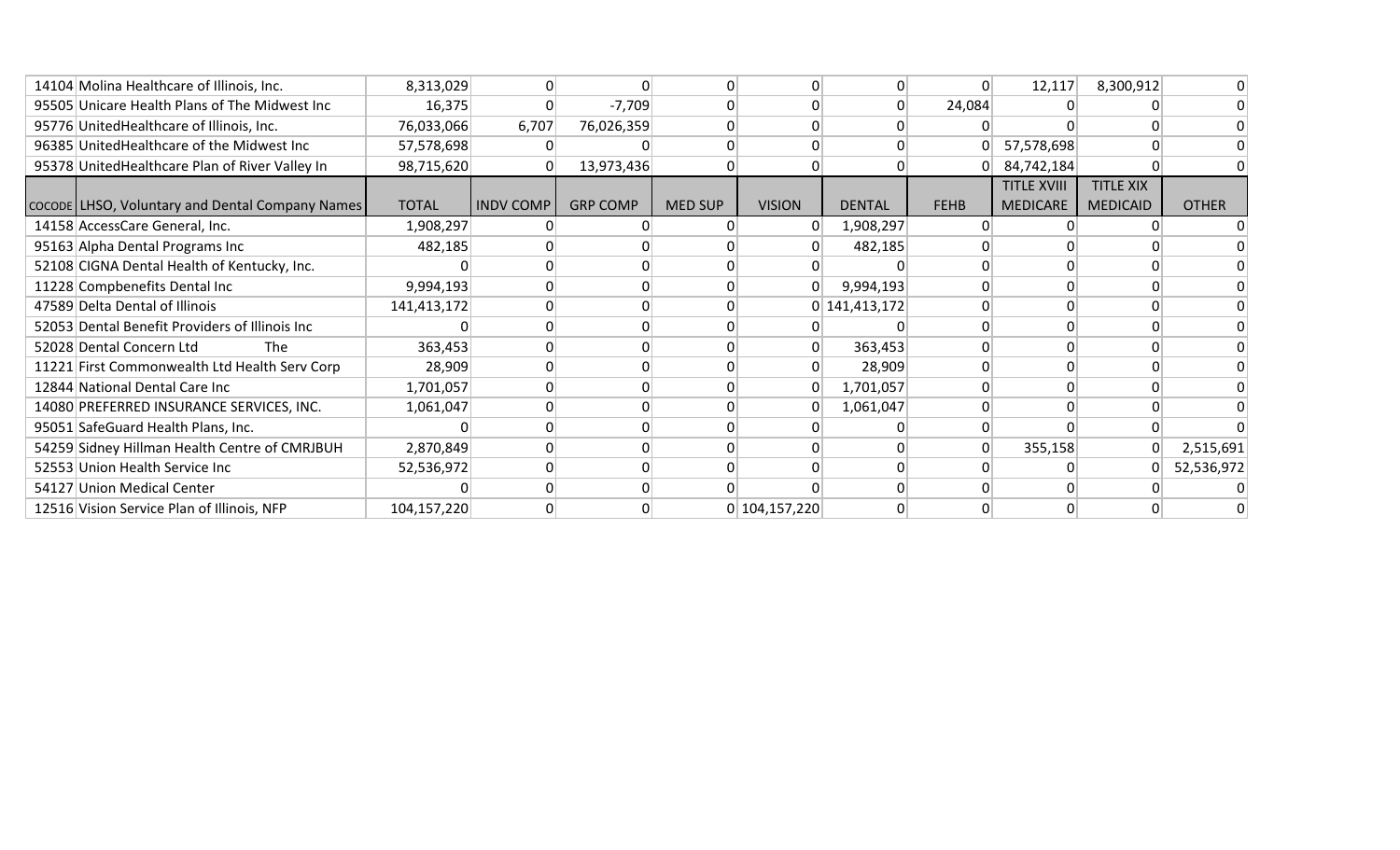| | | | | | | | | | | | |
|---|---|---|---|---|---|---|---|---|---|---|---|
| 14104 | Molina Healthcare of Illinois, Inc. | 8,313,029 | 0 | 0 | 0 | 0 | 0 | 0 | 12,117 | 8,300,912 | 0 |
| 95505 | Unicare Health Plans of The Midwest Inc | 16,375 | 0 | -7,709 | 0 | 0 | 0 | 24,084 | 0 | 0 | 0 |
| 95776 | UnitedHealthcare of Illinois, Inc. | 76,033,066 | 6,707 | 76,026,359 | 0 | 0 | 0 | 0 | 0 | 0 | 0 |
| 96385 | UnitedHealthcare of the Midwest Inc | 57,578,698 | 0 | 0 | 0 | 0 | 0 | 0 | 57,578,698 | 0 | 0 |
| 95378 | UnitedHealthcare Plan of River Valley In | 98,715,620 | 0 | 13,973,436 | 0 | 0 | 0 | 0 | 84,742,184 | 0 | 0 |
| COCODE | LHSO, Voluntary and Dental Company Names | TOTAL | INDV COMP | GRP COMP | MED SUP | VISION | DENTAL | FEHB | TITLE XVIII MEDICARE | TITLE XIX MEDICAID | OTHER |
| 14158 | AccessCare General, Inc. | 1,908,297 | 0 | 0 | 0 | 0 | 1,908,297 | 0 | 0 | 0 | 0 |
| 95163 | Alpha Dental Programs Inc | 482,185 | 0 | 0 | 0 | 0 | 482,185 | 0 | 0 | 0 | 0 |
| 52108 | CIGNA Dental Health of Kentucky, Inc. | 0 | 0 | 0 | 0 | 0 | 0 | 0 | 0 | 0 | 0 |
| 11228 | Compbenefits Dental Inc | 9,994,193 | 0 | 0 | 0 | 0 | 9,994,193 | 0 | 0 | 0 | 0 |
| 47589 | Delta Dental of Illinois | 141,413,172 | 0 | 0 | 0 | 0 | 141,413,172 | 0 | 0 | 0 | 0 |
| 52053 | Dental Benefit Providers of Illinois Inc | 0 | 0 | 0 | 0 | 0 | 0 | 0 | 0 | 0 | 0 |
| 52028 | Dental Concern Ltd The | 363,453 | 0 | 0 | 0 | 0 | 363,453 | 0 | 0 | 0 | 0 |
| 11221 | First Commonwealth Ltd Health Serv Corp | 28,909 | 0 | 0 | 0 | 0 | 28,909 | 0 | 0 | 0 | 0 |
| 12844 | National Dental Care Inc | 1,701,057 | 0 | 0 | 0 | 0 | 1,701,057 | 0 | 0 | 0 | 0 |
| 14080 | PREFERRED INSURANCE SERVICES, INC. | 1,061,047 | 0 | 0 | 0 | 0 | 1,061,047 | 0 | 0 | 0 | 0 |
| 95051 | SafeGuard Health Plans, Inc. | 0 | 0 | 0 | 0 | 0 | 0 | 0 | 0 | 0 | 0 |
| 54259 | Sidney Hillman Health Centre of CMRJBUH | 2,870,849 | 0 | 0 | 0 | 0 | 0 | 0 | 355,158 | 0 | 2,515,691 |
| 52553 | Union Health Service Inc | 52,536,972 | 0 | 0 | 0 | 0 | 0 | 0 | 0 | 0 | 52,536,972 |
| 54127 | Union Medical Center | 0 | 0 | 0 | 0 | 0 | 0 | 0 | 0 | 0 | 0 |
| 12516 | Vision Service Plan of Illinois, NFP | 104,157,220 | 0 | 0 | 0 | 104,157,220 | 0 | 0 | 0 | 0 | 0 |